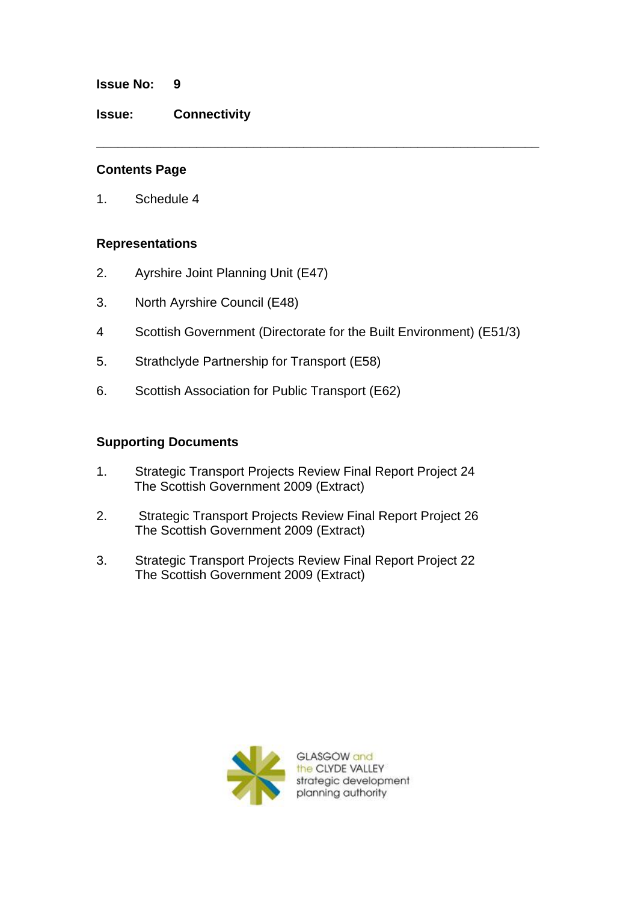**Issue No:** 9

**Issue:** Connectivity

---

## Contents Page

1. Schedule 4

## Representations

2. Ayrshire Joint Planning Unit (E47)
3. North Ayrshire Council (E48)
4. Scottish Government (Directorate for the Built Environment) (E51/3)
5. Strathclyde Partnership for Transport (E58)
6. Scottish Association for Public Transport (E62)

## Supporting Documents

1. Strategic Transport Projects Review Final Report Project 24
   The Scottish Government 2009 (Extract)
2. Strategic Transport Projects Review Final Report Project 26
   The Scottish Government 2009 (Extract)
3. Strategic Transport Projects Review Final Report Project 22
   The Scottish Government 2009 (Extract)

GLASGOW and the CLYDE VALLEY strategic development planning authority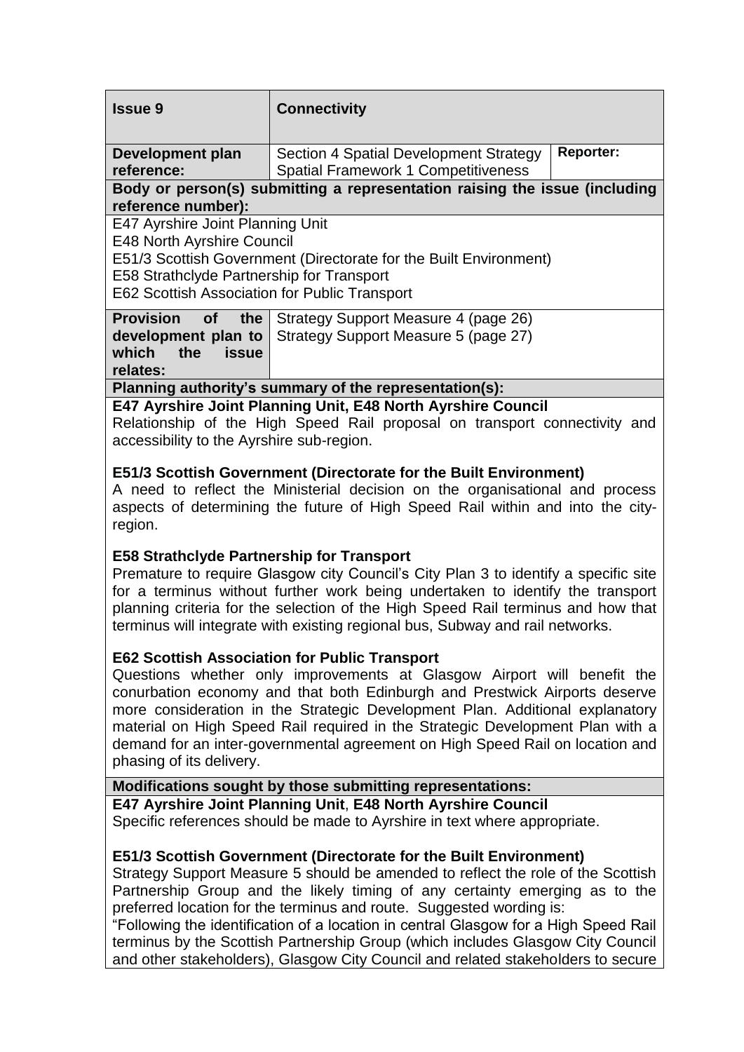| **Issue 9** | **Connectivity** | |
|---|---|---|
| **Development plan reference:** | Section 4 Spatial Development Strategy<br>Spatial Framework 1 Competitiveness | **Reporter:** |

**Body or person(s) submitting a representation raising the issue (including reference number):**

E47 Ayrshire Joint Planning Unit
E48 North Ayrshire Council
E51/3 Scottish Government (Directorate for the Built Environment)
E58 Strathclyde Partnership for Transport
E62 Scottish Association for Public Transport

| **Provision of the development plan to which the issue relates:** | Strategy Support Measure 4 (page 26)<br>Strategy Support Measure 5 (page 27) |
|---|---|

**Planning authority's summary of the representation(s):**

**E47 Ayrshire Joint Planning Unit, E48 North Ayrshire Council**
Relationship of the High Speed Rail proposal on transport connectivity and accessibility to the Ayrshire sub-region.

**E51/3 Scottish Government (Directorate for the Built Environment)**
A need to reflect the Ministerial decision on the organisational and process aspects of determining the future of High Speed Rail within and into the city-region.

**E58 Strathclyde Partnership for Transport**
Premature to require Glasgow city Council's City Plan 3 to identify a specific site for a terminus without further work being undertaken to identify the transport planning criteria for the selection of the High Speed Rail terminus and how that terminus will integrate with existing regional bus, Subway and rail networks.

**E62 Scottish Association for Public Transport**
Questions whether only improvements at Glasgow Airport will benefit the conurbation economy and that both Edinburgh and Prestwick Airports deserve more consideration in the Strategic Development Plan. Additional explanatory material on High Speed Rail required in the Strategic Development Plan with a demand for an inter-governmental agreement on High Speed Rail on location and phasing of its delivery.

**Modifications sought by those submitting representations:**

**E47 Ayrshire Joint Planning Unit**, **E48 North Ayrshire Council**
Specific references should be made to Ayrshire in text where appropriate.

**E51/3 Scottish Government (Directorate for the Built Environment)**
Strategy Support Measure 5 should be amended to reflect the role of the Scottish Partnership Group and the likely timing of any certainty emerging as to the preferred location for the terminus and route. Suggested wording is:
"Following the identification of a location in central Glasgow for a High Speed Rail terminus by the Scottish Partnership Group (which includes Glasgow City Council and other stakeholders), Glasgow City Council and related stakeholders to secure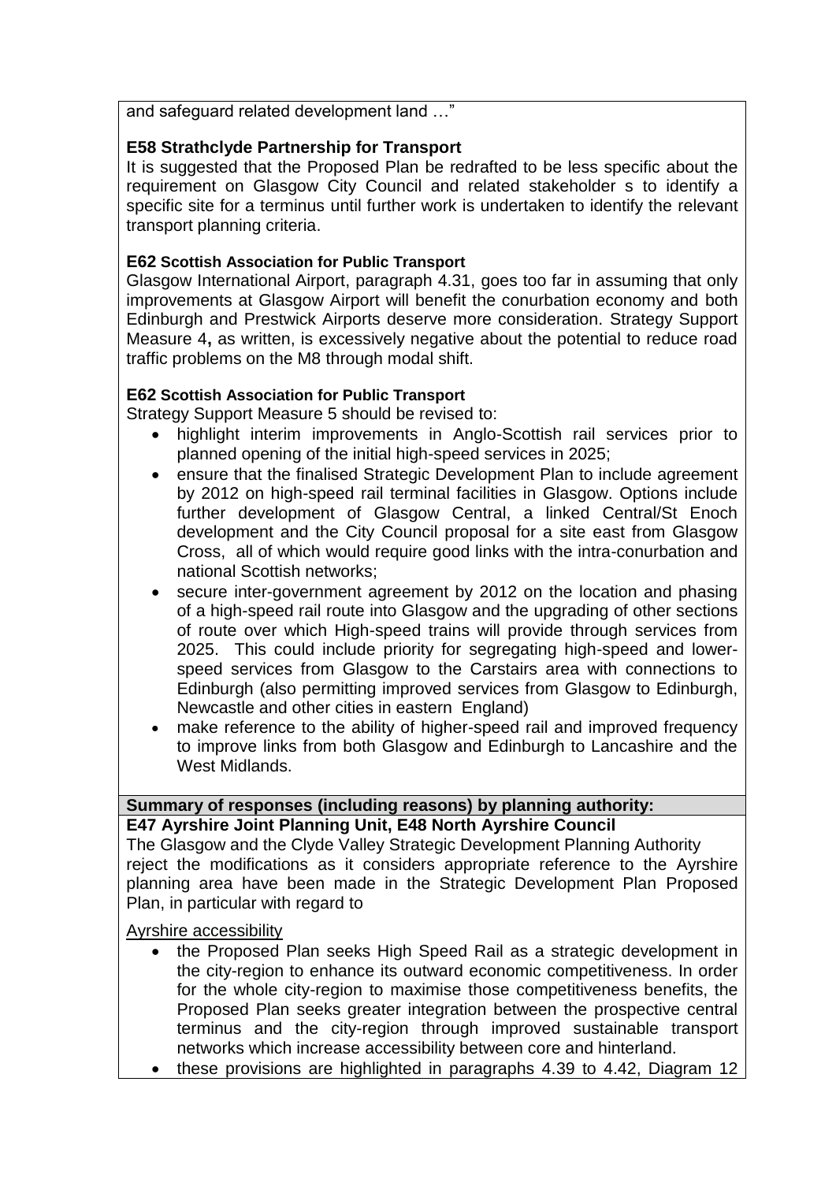and safeguard related development land …"

**E58 Strathclyde Partnership for Transport**

It is suggested that the Proposed Plan be redrafted to be less specific about the requirement on Glasgow City Council and related stakeholder s to identify a specific site for a terminus until further work is undertaken to identify the relevant transport planning criteria.

**E62 Scottish Association for Public Transport**

Glasgow International Airport, paragraph 4.31, goes too far in assuming that only improvements at Glasgow Airport will benefit the conurbation economy and both Edinburgh and Prestwick Airports deserve more consideration. Strategy Support Measure 4**,** as written, is excessively negative about the potential to reduce road traffic problems on the M8 through modal shift.

**E62 Scottish Association for Public Transport**

Strategy Support Measure 5 should be revised to:

- highlight interim improvements in Anglo-Scottish rail services prior to planned opening of the initial high-speed services in 2025;
- ensure that the finalised Strategic Development Plan to include agreement by 2012 on high-speed rail terminal facilities in Glasgow. Options include further development of Glasgow Central, a linked Central/St Enoch development and the City Council proposal for a site east from Glasgow Cross, all of which would require good links with the intra-conurbation and national Scottish networks;
- secure inter-government agreement by 2012 on the location and phasing of a high-speed rail route into Glasgow and the upgrading of other sections of route over which High-speed trains will provide through services from 2025. This could include priority for segregating high-speed and lower-speed services from Glasgow to the Carstairs area with connections to Edinburgh (also permitting improved services from Glasgow to Edinburgh, Newcastle and other cities in eastern England)
- make reference to the ability of higher-speed rail and improved frequency to improve links from both Glasgow and Edinburgh to Lancashire and the West Midlands.

**Summary of responses (including reasons) by planning authority:**

**E47 Ayrshire Joint Planning Unit, E48 North Ayrshire Council**

The Glasgow and the Clyde Valley Strategic Development Planning Authority reject the modifications as it considers appropriate reference to the Ayrshire planning area have been made in the Strategic Development Plan Proposed Plan, in particular with regard to

Ayrshire accessibility

- the Proposed Plan seeks High Speed Rail as a strategic development in the city-region to enhance its outward economic competitiveness. In order for the whole city-region to maximise those competitiveness benefits, the Proposed Plan seeks greater integration between the prospective central terminus and the city-region through improved sustainable transport networks which increase accessibility between core and hinterland.
- these provisions are highlighted in paragraphs 4.39 to 4.42, Diagram 12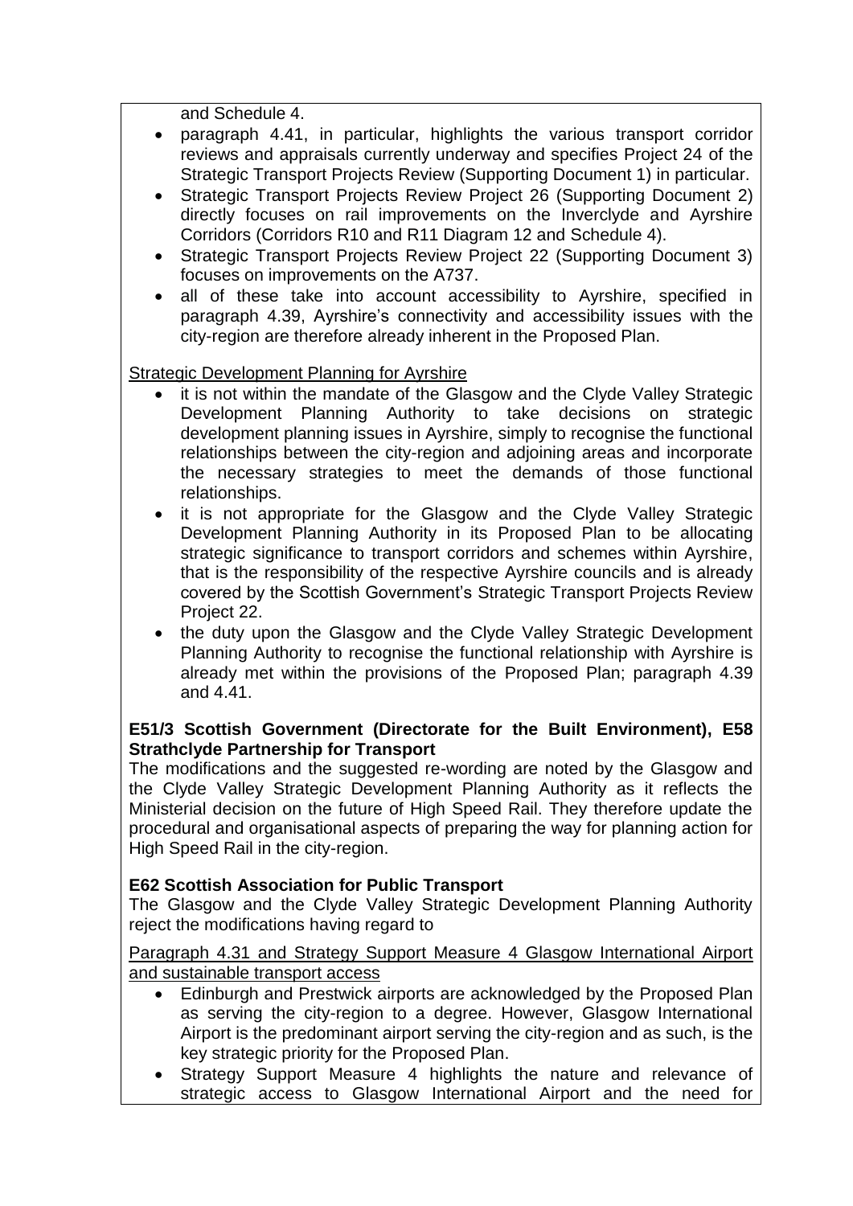and Schedule 4.

- paragraph 4.41, in particular, highlights the various transport corridor reviews and appraisals currently underway and specifies Project 24 of the Strategic Transport Projects Review (Supporting Document 1) in particular.
- Strategic Transport Projects Review Project 26 (Supporting Document 2) directly focuses on rail improvements on the Inverclyde and Ayrshire Corridors (Corridors R10 and R11 Diagram 12 and Schedule 4).
- Strategic Transport Projects Review Project 22 (Supporting Document 3) focuses on improvements on the A737.
- all of these take into account accessibility to Ayrshire, specified in paragraph 4.39, Ayrshire's connectivity and accessibility issues with the city-region are therefore already inherent in the Proposed Plan.

Strategic Development Planning for Ayrshire

- it is not within the mandate of the Glasgow and the Clyde Valley Strategic Development Planning Authority to take decisions on strategic development planning issues in Ayrshire, simply to recognise the functional relationships between the city-region and adjoining areas and incorporate the necessary strategies to meet the demands of those functional relationships.
- it is not appropriate for the Glasgow and the Clyde Valley Strategic Development Planning Authority in its Proposed Plan to be allocating strategic significance to transport corridors and schemes within Ayrshire, that is the responsibility of the respective Ayrshire councils and is already covered by the Scottish Government's Strategic Transport Projects Review Project 22.
- the duty upon the Glasgow and the Clyde Valley Strategic Development Planning Authority to recognise the functional relationship with Ayrshire is already met within the provisions of the Proposed Plan; paragraph 4.39 and 4.41.

**E51/3 Scottish Government (Directorate for the Built Environment), E58 Strathclyde Partnership for Transport**

The modifications and the suggested re-wording are noted by the Glasgow and the Clyde Valley Strategic Development Planning Authority as it reflects the Ministerial decision on the future of High Speed Rail. They therefore update the procedural and organisational aspects of preparing the way for planning action for High Speed Rail in the city-region.

**E62 Scottish Association for Public Transport**

The Glasgow and the Clyde Valley Strategic Development Planning Authority reject the modifications having regard to

Paragraph 4.31 and Strategy Support Measure 4 Glasgow International Airport and sustainable transport access

- Edinburgh and Prestwick airports are acknowledged by the Proposed Plan as serving the city-region to a degree. However, Glasgow International Airport is the predominant airport serving the city-region and as such, is the key strategic priority for the Proposed Plan.
- Strategy Support Measure 4 highlights the nature and relevance of strategic access to Glasgow International Airport and the need for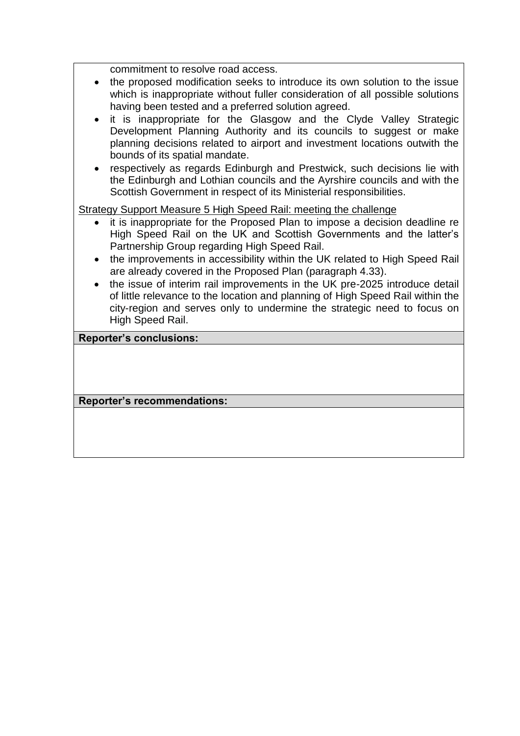commitment to resolve road access.

- the proposed modification seeks to introduce its own solution to the issue which is inappropriate without fuller consideration of all possible solutions having been tested and a preferred solution agreed.
- it is inappropriate for the Glasgow and the Clyde Valley Strategic Development Planning Authority and its councils to suggest or make planning decisions related to airport and investment locations outwith the bounds of its spatial mandate.
- respectively as regards Edinburgh and Prestwick, such decisions lie with the Edinburgh and Lothian councils and the Ayrshire councils and with the Scottish Government in respect of its Ministerial responsibilities.

<u>Strategy Support Measure 5 High Speed Rail: meeting the challenge</u>

- it is inappropriate for the Proposed Plan to impose a decision deadline re High Speed Rail on the UK and Scottish Governments and the latter's Partnership Group regarding High Speed Rail.
- the improvements in accessibility within the UK related to High Speed Rail are already covered in the Proposed Plan (paragraph 4.33).
- the issue of interim rail improvements in the UK pre-2025 introduce detail of little relevance to the location and planning of High Speed Rail within the city-region and serves only to undermine the strategic need to focus on High Speed Rail.

**Reporter's conclusions:**

**Reporter's recommendations:**